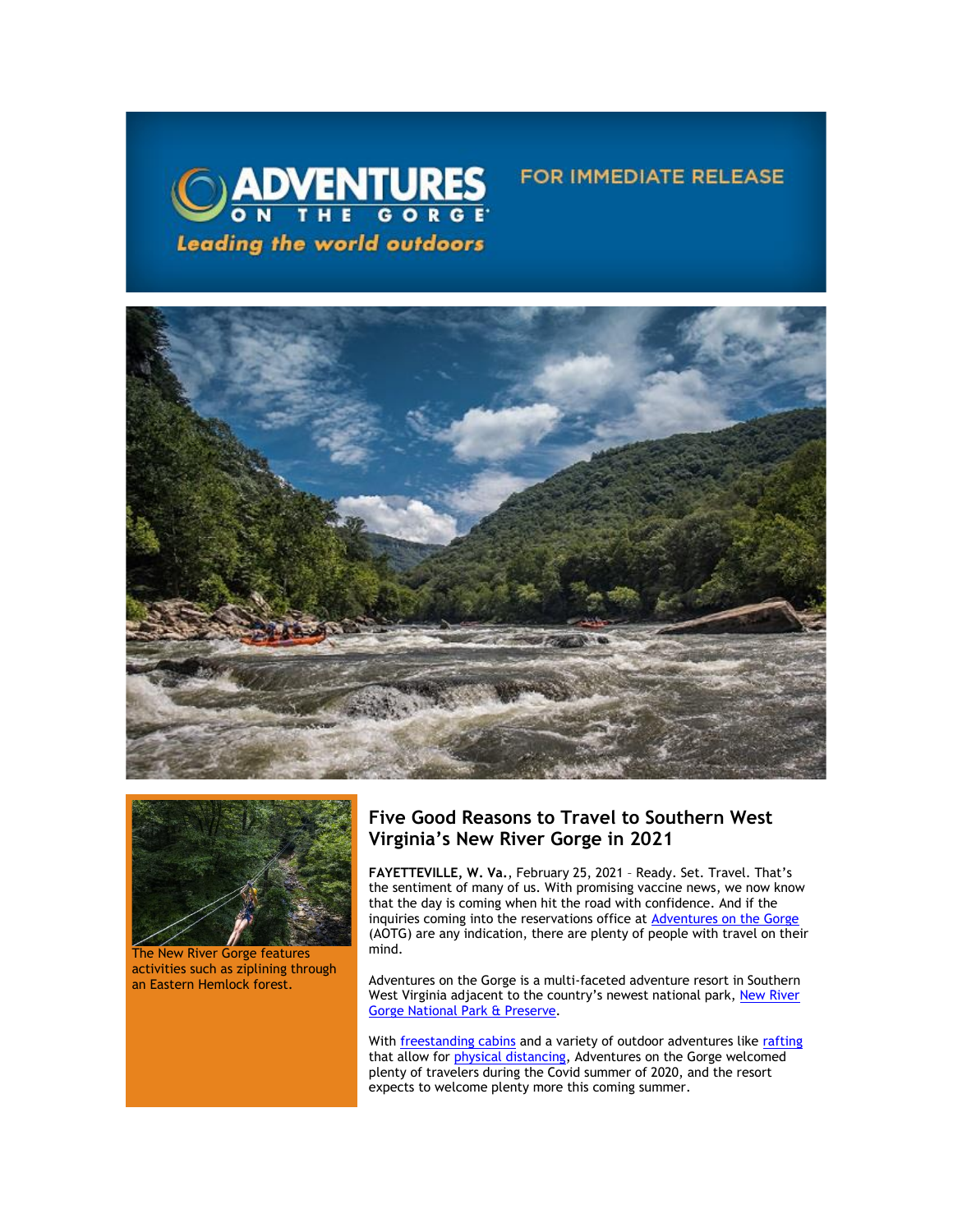ADVENTURES ON THE GORGE

Leading the world outdoors

FOR IMMEDIATE RELEASE

The New River Gorge features activities such as ziplining through an Eastern Hemlock forest.

## Five Good Reasons to Travel to Southern West Virginia's New River Gorge in 2021

**FAYETTEVILLE, W. Va.**, February 25, 2021 – Ready. Set. Travel. That's the sentiment of many of us. With promising vaccine news, we now know that the day is coming when hit the road with confidence. And if the inquiries coming into the reservations office at Adventures on the Gorge (AOTG) are any indication, there are plenty of people with travel on their mind.

Adventures on the Gorge is a multi-faceted adventure resort in Southern West Virginia adjacent to the country's newest national park, New River Gorge National Park & Preserve.

With freestanding cabins and a variety of outdoor adventures like rafting that allow for physical distancing, Adventures on the Gorge welcomed plenty of travelers during the Covid summer of 2020, and the resort expects to welcome plenty more this coming summer.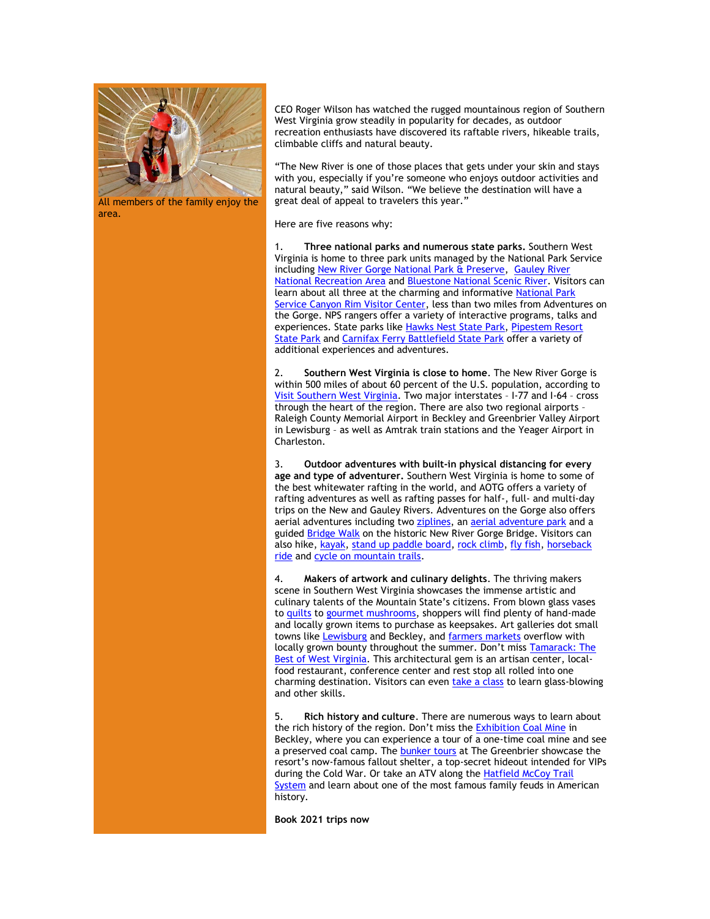All members of the family enjoy the area.

CEO Roger Wilson has watched the rugged mountainous region of Southern West Virginia grow steadily in popularity for decades, as outdoor recreation enthusiasts have discovered its raftable rivers, hikeable trails, climbable cliffs and natural beauty.

"The New River is one of those places that gets under your skin and stays with you, especially if you're someone who enjoys outdoor activities and natural beauty," said Wilson. "We believe the destination will have a great deal of appeal to travelers this year."

Here are five reasons why:

1. **Three national parks and numerous state parks.** Southern West Virginia is home to three park units managed by the National Park Service including New River Gorge National Park & Preserve, Gauley River National Recreation Area and Bluestone National Scenic River. Visitors can learn about all three at the charming and informative National Park Service Canyon Rim Visitor Center, less than two miles from Adventures on the Gorge. NPS rangers offer a variety of interactive programs, talks and experiences. State parks like Hawks Nest State Park, Pipestem Resort State Park and Carnifax Ferry Battlefield State Park offer a variety of additional experiences and adventures.

2. **Southern West Virginia is close to home**. The New River Gorge is within 500 miles of about 60 percent of the U.S. population, according to Visit Southern West Virginia. Two major interstates – I-77 and I-64 – cross through the heart of the region. There are also two regional airports – Raleigh County Memorial Airport in Beckley and Greenbrier Valley Airport in Lewisburg – as well as Amtrak train stations and the Yeager Airport in Charleston.

3. **Outdoor adventures with built-in physical distancing for every age and type of adventurer.** Southern West Virginia is home to some of the best whitewater rafting in the world, and AOTG offers a variety of rafting adventures as well as rafting passes for half-, full- and multi-day trips on the New and Gauley Rivers. Adventures on the Gorge also offers aerial adventures including two ziplines, an aerial adventure park and a guided Bridge Walk on the historic New River Gorge Bridge. Visitors can also hike, kayak, stand up paddle board, rock climb, fly fish, horseback ride and cycle on mountain trails.

4. **Makers of artwork and culinary delights**. The thriving makers scene in Southern West Virginia showcases the immense artistic and culinary talents of the Mountain State's citizens. From blown glass vases to quilts to gourmet mushrooms, shoppers will find plenty of hand-made and locally grown items to purchase as keepsakes. Art galleries dot small towns like Lewisburg and Beckley, and farmers markets overflow with locally grown bounty throughout the summer. Don't miss Tamarack: The Best of West Virginia. This architectural gem is an artisan center, local-food restaurant, conference center and rest stop all rolled into one charming destination. Visitors can even take a class to learn glass-blowing and other skills.

5. **Rich history and culture**. There are numerous ways to learn about the rich history of the region. Don't miss the Exhibition Coal Mine in Beckley, where you can experience a tour of a one-time coal mine and see a preserved coal camp. The bunker tours at The Greenbrier showcase the resort's now-famous fallout shelter, a top-secret hideout intended for VIPs during the Cold War. Or take an ATV along the Hatfield McCoy Trail System and learn about one of the most famous family feuds in American history.

**Book 2021 trips now**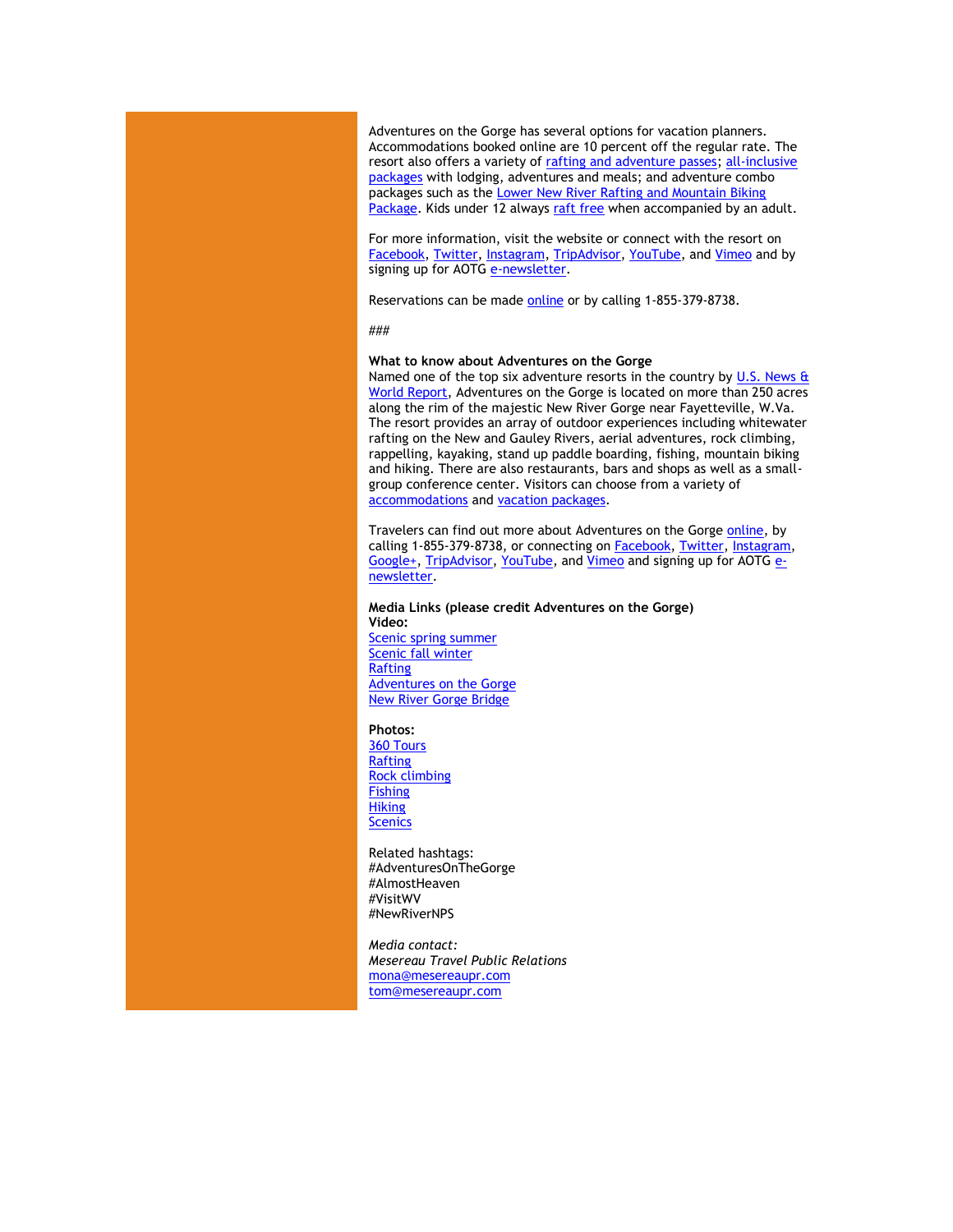Adventures on the Gorge has several options for vacation planners. Accommodations booked online are 10 percent off the regular rate. The resort also offers a variety of rafting and adventure passes; all-inclusive packages with lodging, adventures and meals; and adventure combo packages such as the Lower New River Rafting and Mountain Biking Package. Kids under 12 always raft free when accompanied by an adult.

For more information, visit the website or connect with the resort on Facebook, Twitter, Instagram, TripAdvisor, YouTube, and Vimeo and by signing up for AOTG e-newsletter.

Reservations can be made online or by calling 1-855-379-8738.

###

**What to know about Adventures on the Gorge**
Named one of the top six adventure resorts in the country by U.S. News & World Report, Adventures on the Gorge is located on more than 250 acres along the rim of the majestic New River Gorge near Fayetteville, W.Va. The resort provides an array of outdoor experiences including whitewater rafting on the New and Gauley Rivers, aerial adventures, rock climbing, rappelling, kayaking, stand up paddle boarding, fishing, mountain biking and hiking. There are also restaurants, bars and shops as well as a small-group conference center. Visitors can choose from a variety of accommodations and vacation packages.

Travelers can find out more about Adventures on the Gorge online, by calling 1-855-379-8738, or connecting on Facebook, Twitter, Instagram, Google+, TripAdvisor, YouTube, and Vimeo and signing up for AOTG e-newsletter.

**Media Links (please credit Adventures on the Gorge)**
**Video:**
Scenic spring summer
Scenic fall winter
Rafting
Adventures on the Gorge
New River Gorge Bridge

**Photos:**
360 Tours
Rafting
Rock climbing
Fishing
Hiking
Scenics

Related hashtags:
#AdventuresOnTheGorge
#AlmostHeaven
#VisitWV
#NewRiverNPS

*Media contact:*
*Mesereau Travel Public Relations*
mona@mesereaupr.com
tom@mesereaupr.com